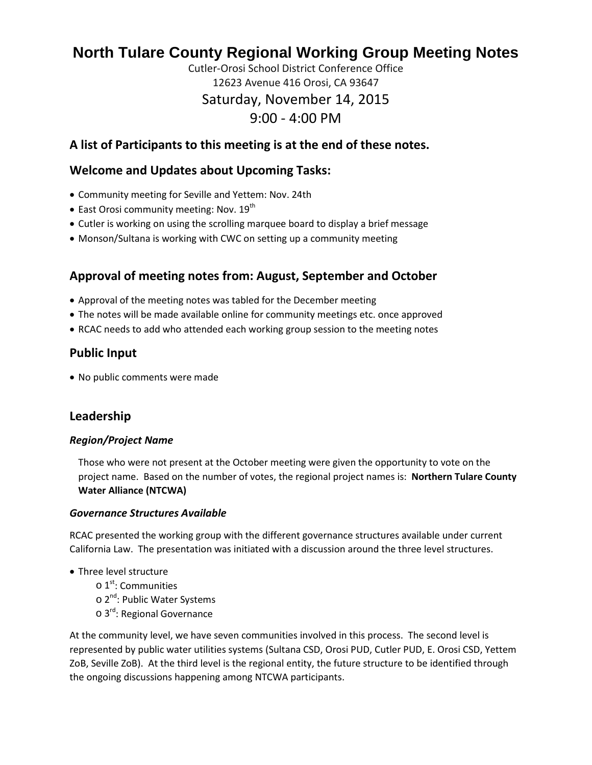# North Tulare County Regional Working Group Meeting Notes

Cutler-Orosi School District Conference Office
12623 Avenue 416 Orosi, CA 93647

Saturday, November 14, 2015

9:00 - 4:00 PM

## A list of Participants to this meeting is at the end of these notes.

## Welcome and Updates about Upcoming Tasks:

- Community meeting for Seville and Yettem: Nov. 24th
- East Orosi community meeting: Nov. 19th
- Cutler is working on using the scrolling marquee board to display a brief message
- Monson/Sultana is working with CWC on setting up a community meeting

## Approval of meeting notes from: August, September and October

- Approval of the meeting notes was tabled for the December meeting
- The notes will be made available online for community meetings etc. once approved
- RCAC needs to add who attended each working group session to the meeting notes

## Public Input

- No public comments were made

## Leadership

### *Region/Project Name*

Those who were not present at the October meeting were given the opportunity to vote on the project name. Based on the number of votes, the regional project names is: **Northern Tulare County Water Alliance (NTCWA)**

### *Governance Structures Available*

RCAC presented the working group with the different governance structures available under current California Law. The presentation was initiated with a discussion around the three level structures.

- Three level structure
  - 1st: Communities
  - 2nd: Public Water Systems
  - 3rd: Regional Governance

At the community level, we have seven communities involved in this process. The second level is represented by public water utilities systems (Sultana CSD, Orosi PUD, Cutler PUD, E. Orosi CSD, Yettem ZoB, Seville ZoB). At the third level is the regional entity, the future structure to be identified through the ongoing discussions happening among NTCWA participants.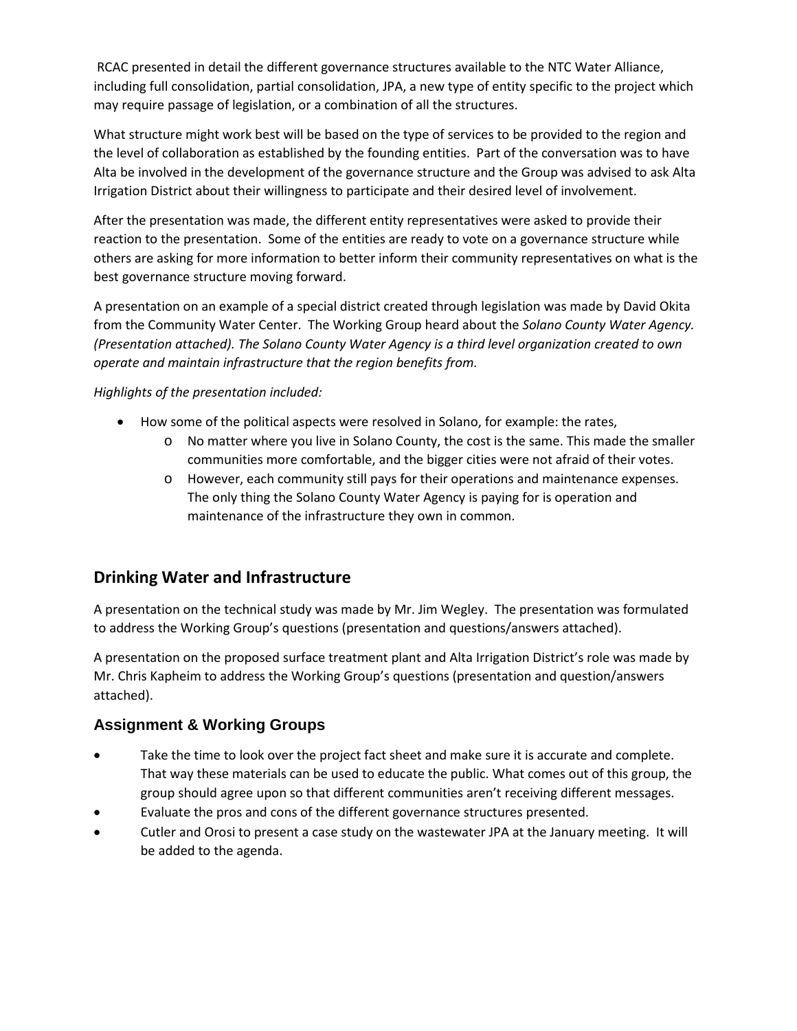RCAC presented in detail the different governance structures available to the NTC Water Alliance, including full consolidation, partial consolidation, JPA, a new type of entity specific to the project which may require passage of legislation, or a combination of all the structures.

What structure might work best will be based on the type of services to be provided to the region and the level of collaboration as established by the founding entities. Part of the conversation was to have Alta be involved in the development of the governance structure and the Group was advised to ask Alta Irrigation District about their willingness to participate and their desired level of involvement.

After the presentation was made, the different entity representatives were asked to provide their reaction to the presentation. Some of the entities are ready to vote on a governance structure while others are asking for more information to better inform their community representatives on what is the best governance structure moving forward.

A presentation on an example of a special district created through legislation was made by David Okita from the Community Water Center. The Working Group heard about the *Solano County Water Agency. (Presentation attached). The Solano County Water Agency is a third level organization created to own operate and maintain infrastructure that the region benefits from.*

*Highlights of the presentation included:*

- How some of the political aspects were resolved in Solano, for example: the rates,
  - No matter where you live in Solano County, the cost is the same. This made the smaller communities more comfortable, and the bigger cities were not afraid of their votes.
  - However, each community still pays for their operations and maintenance expenses. The only thing the Solano County Water Agency is paying for is operation and maintenance of the infrastructure they own in common.

## Drinking Water and Infrastructure

A presentation on the technical study was made by Mr. Jim Wegley. The presentation was formulated to address the Working Group's questions (presentation and questions/answers attached).

A presentation on the proposed surface treatment plant and Alta Irrigation District's role was made by Mr. Chris Kapheim to address the Working Group's questions (presentation and question/answers attached).

## Assignment & Working Groups

- Take the time to look over the project fact sheet and make sure it is accurate and complete. That way these materials can be used to educate the public. What comes out of this group, the group should agree upon so that different communities aren't receiving different messages.
- Evaluate the pros and cons of the different governance structures presented.
- Cutler and Orosi to present a case study on the wastewater JPA at the January meeting. It will be added to the agenda.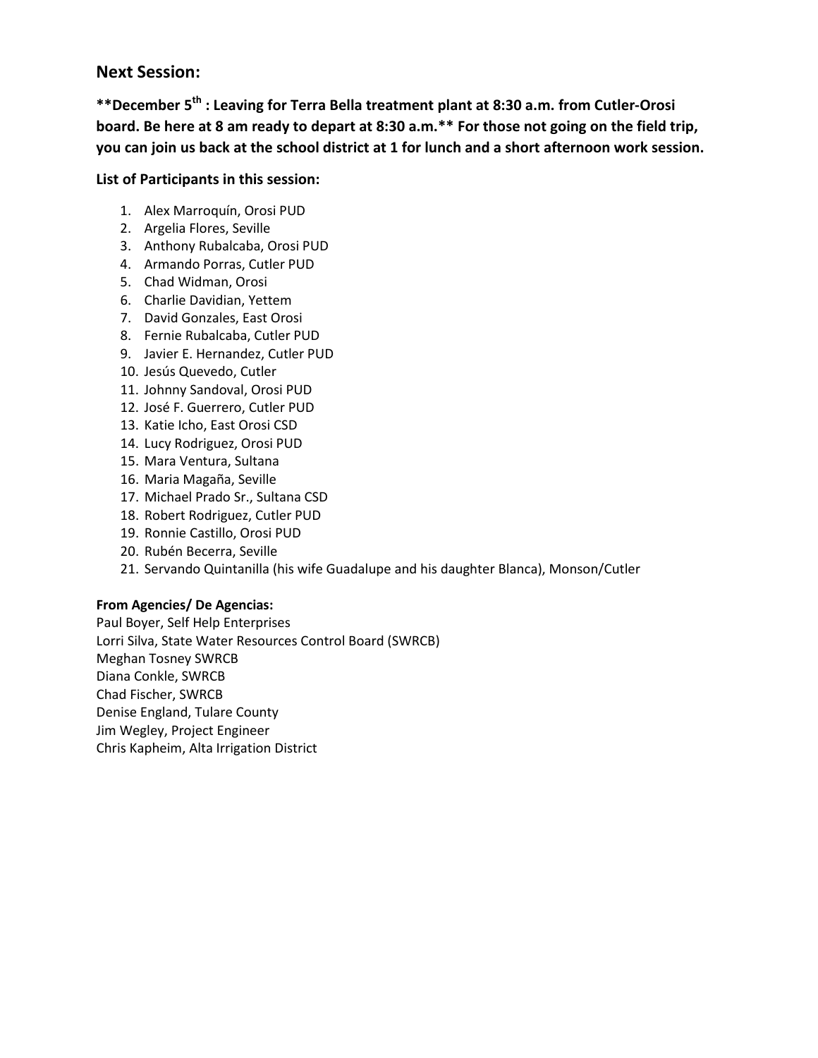## Next Session:

**\*\*December 5th : Leaving for Terra Bella treatment plant at 8:30 a.m. from Cutler-Orosi board. Be here at 8 am ready to depart at 8:30 a.m.\*\* For those not going on the field trip, you can join us back at the school district at 1 for lunch and a short afternoon work session.**

**List of Participants in this session:**

1. Alex Marroquín, Orosi PUD
2. Argelia Flores, Seville
3. Anthony Rubalcaba, Orosi PUD
4. Armando Porras, Cutler PUD
5. Chad Widman, Orosi
6. Charlie Davidian, Yettem
7. David Gonzales, East Orosi
8. Fernie Rubalcaba, Cutler PUD
9. Javier E. Hernandez, Cutler PUD
10. Jesús Quevedo, Cutler
11. Johnny Sandoval, Orosi PUD
12. José F. Guerrero, Cutler PUD
13. Katie Icho, East Orosi CSD
14. Lucy Rodriguez, Orosi PUD
15. Mara Ventura, Sultana
16. Maria Magaña, Seville
17. Michael Prado Sr., Sultana CSD
18. Robert Rodriguez, Cutler PUD
19. Ronnie Castillo, Orosi PUD
20. Rubén Becerra, Seville
21. Servando Quintanilla (his wife Guadalupe and his daughter Blanca), Monson/Cutler

**From Agencies/ De Agencias:**

Paul Boyer, Self Help Enterprises
Lorri Silva, State Water Resources Control Board (SWRCB)
Meghan Tosney SWRCB
Diana Conkle, SWRCB
Chad Fischer, SWRCB
Denise England, Tulare County
Jim Wegley, Project Engineer
Chris Kapheim, Alta Irrigation District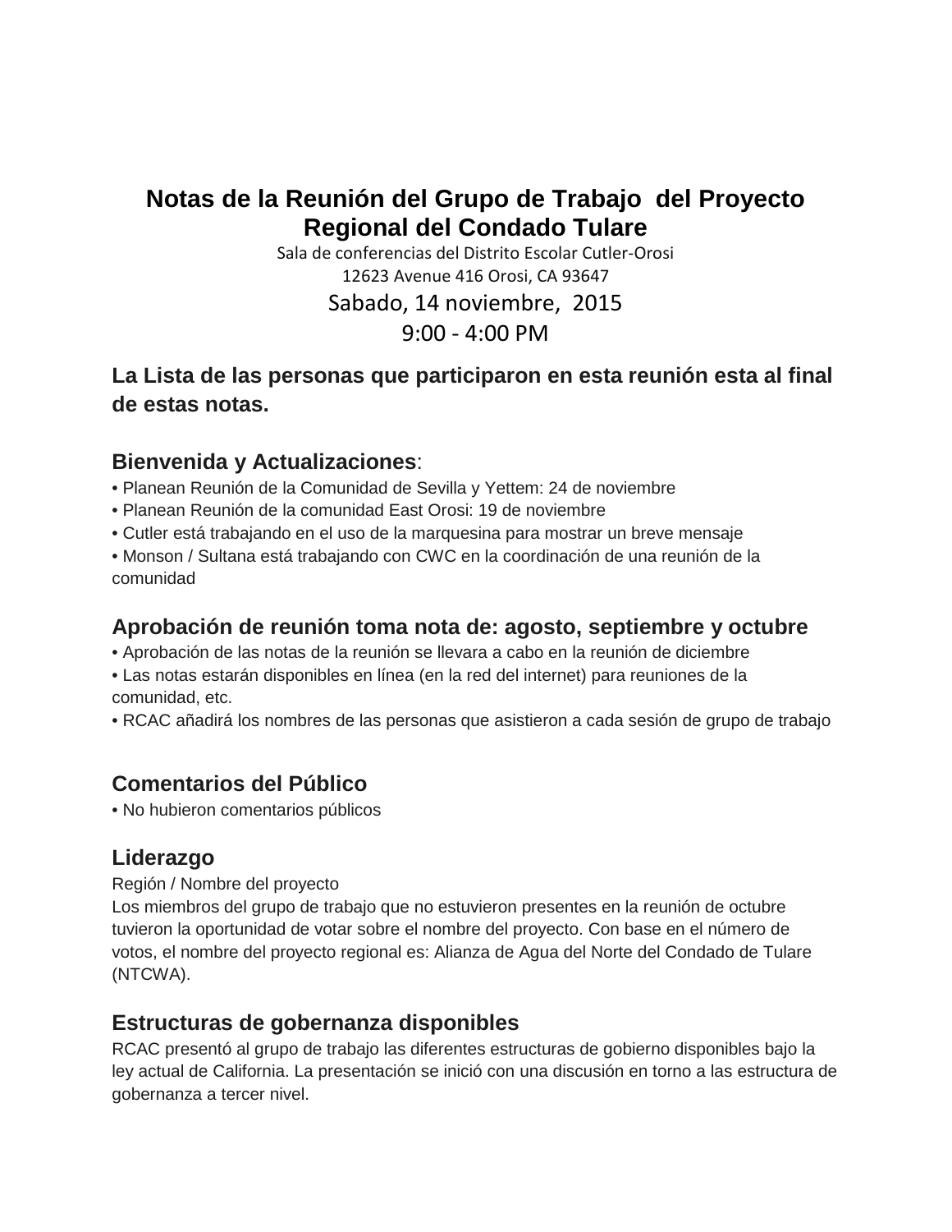# Notas de la Reunión del Grupo de Trabajo del Proyecto Regional del Condado Tulare

Sala de conferencias del Distrito Escolar Cutler-Orosi
12623 Avenue 416 Orosi, CA 93647

Sabado, 14 noviembre, 2015
9:00 - 4:00 PM

**La Lista de las personas que participaron en esta reunión esta al final de estas notas.**

## Bienvenida y Actualizaciones:

- Planean Reunión de la Comunidad de Sevilla y Yettem: 24 de noviembre
- Planean Reunión de la comunidad East Orosi: 19 de noviembre
- Cutler está trabajando en el uso de la marquesina para mostrar un breve mensaje
- Monson / Sultana está trabajando con CWC en la coordinación de una reunión de la comunidad

## Aprobación de reunión toma nota de: agosto, septiembre y octubre

- Aprobación de las notas de la reunión se llevara a cabo en la reunión de diciembre
- Las notas estarán disponibles en línea (en la red del internet) para reuniones de la comunidad, etc.
- RCAC añadirá los nombres de las personas que asistieron a cada sesión de grupo de trabajo

## Comentarios del Público

- No hubieron comentarios públicos

## Liderazgo

Región / Nombre del proyecto

Los miembros del grupo de trabajo que no estuvieron presentes en la reunión de octubre tuvieron la oportunidad de votar sobre el nombre del proyecto. Con base en el número de votos, el nombre del proyecto regional es: Alianza de Agua del Norte del Condado de Tulare (NTCWA).

## Estructuras de gobernanza disponibles

RCAC presentó al grupo de trabajo las diferentes estructuras de gobierno disponibles bajo la ley actual de California. La presentación se inició con una discusión en torno a las estructura de gobernanza a tercer nivel.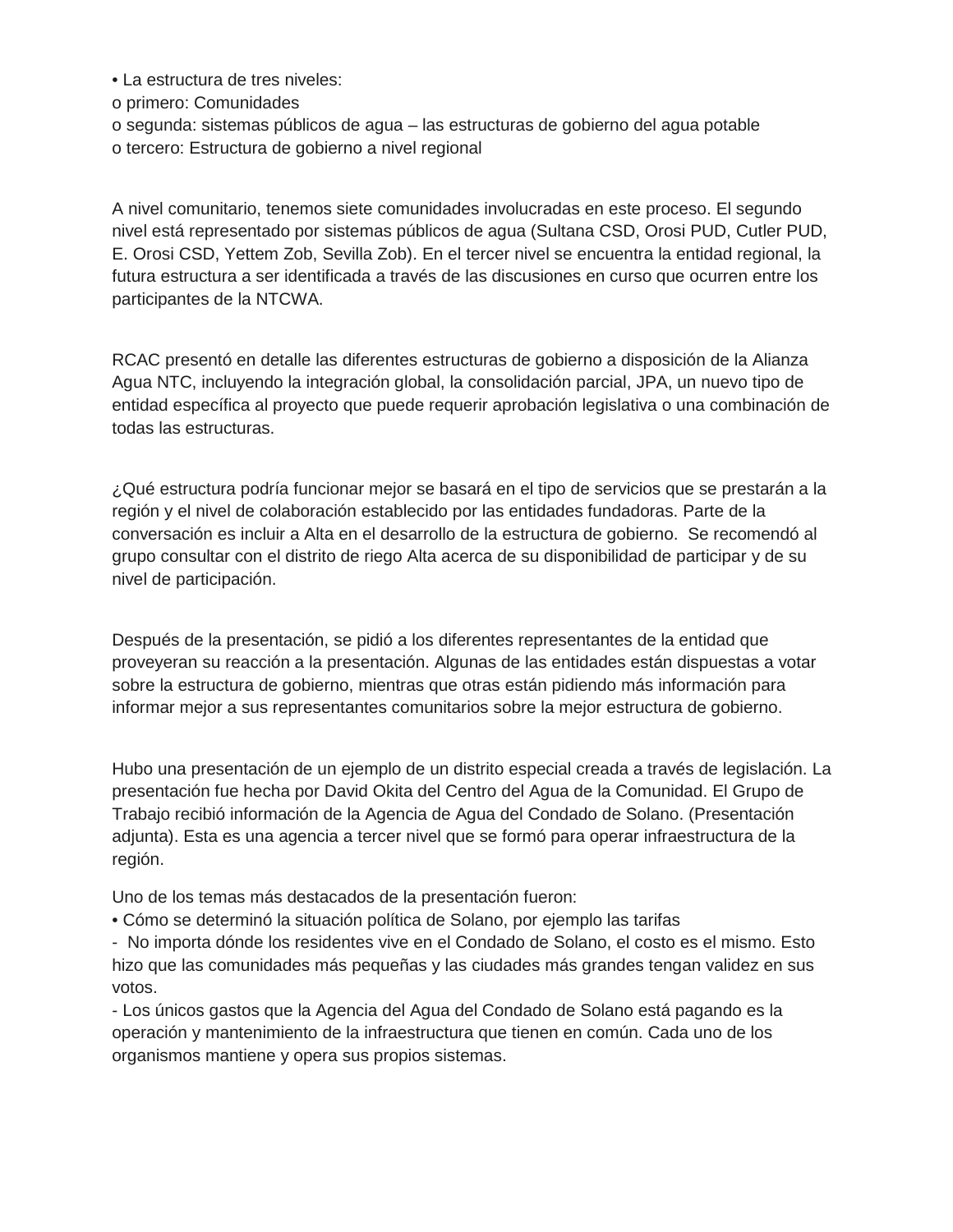• La estructura de tres niveles:
o primero: Comunidades
o segunda: sistemas públicos de agua – las estructuras de gobierno del agua potable
o tercero: Estructura de gobierno a nivel regional

A nivel comunitario, tenemos siete comunidades involucradas en este proceso. El segundo nivel está representado por sistemas públicos de agua (Sultana CSD, Orosi PUD, Cutler PUD, E. Orosi CSD, Yettem Zob, Sevilla Zob). En el tercer nivel se encuentra la entidad regional, la futura estructura a ser identificada a través de las discusiones en curso que ocurren entre los participantes de la NTCWA.

RCAC presentó en detalle las diferentes estructuras de gobierno a disposición de la Alianza Agua NTC, incluyendo la integración global, la consolidación parcial, JPA, un nuevo tipo de entidad específica al proyecto que puede requerir aprobación legislativa o una combinación de todas las estructuras.

¿Qué estructura podría funcionar mejor se basará en el tipo de servicios que se prestarán a la región y el nivel de colaboración establecido por las entidades fundadoras. Parte de la conversación es incluir a Alta en el desarrollo de la estructura de gobierno. Se recomendó al grupo consultar con el distrito de riego Alta acerca de su disponibilidad de participar y de su nivel de participación.

Después de la presentación, se pidió a los diferentes representantes de la entidad que proveyeran su reacción a la presentación. Algunas de las entidades están dispuestas a votar sobre la estructura de gobierno, mientras que otras están pidiendo más información para informar mejor a sus representantes comunitarios sobre la mejor estructura de gobierno.

Hubo una presentación de un ejemplo de un distrito especial creada a través de legislación. La presentación fue hecha por David Okita del Centro del Agua de la Comunidad. El Grupo de Trabajo recibió información de la Agencia de Agua del Condado de Solano. (Presentación adjunta). Esta es una agencia a tercer nivel que se formó para operar infraestructura de la región.

Uno de los temas más destacados de la presentación fueron:
• Cómo se determinó la situación política de Solano, por ejemplo las tarifas
- No importa dónde los residentes vive en el Condado de Solano, el costo es el mismo. Esto hizo que las comunidades más pequeñas y las ciudades más grandes tengan validez en sus votos.
- Los únicos gastos que la Agencia del Agua del Condado de Solano está pagando es la operación y mantenimiento de la infraestructura que tienen en común. Cada uno de los organismos mantiene y opera sus propios sistemas.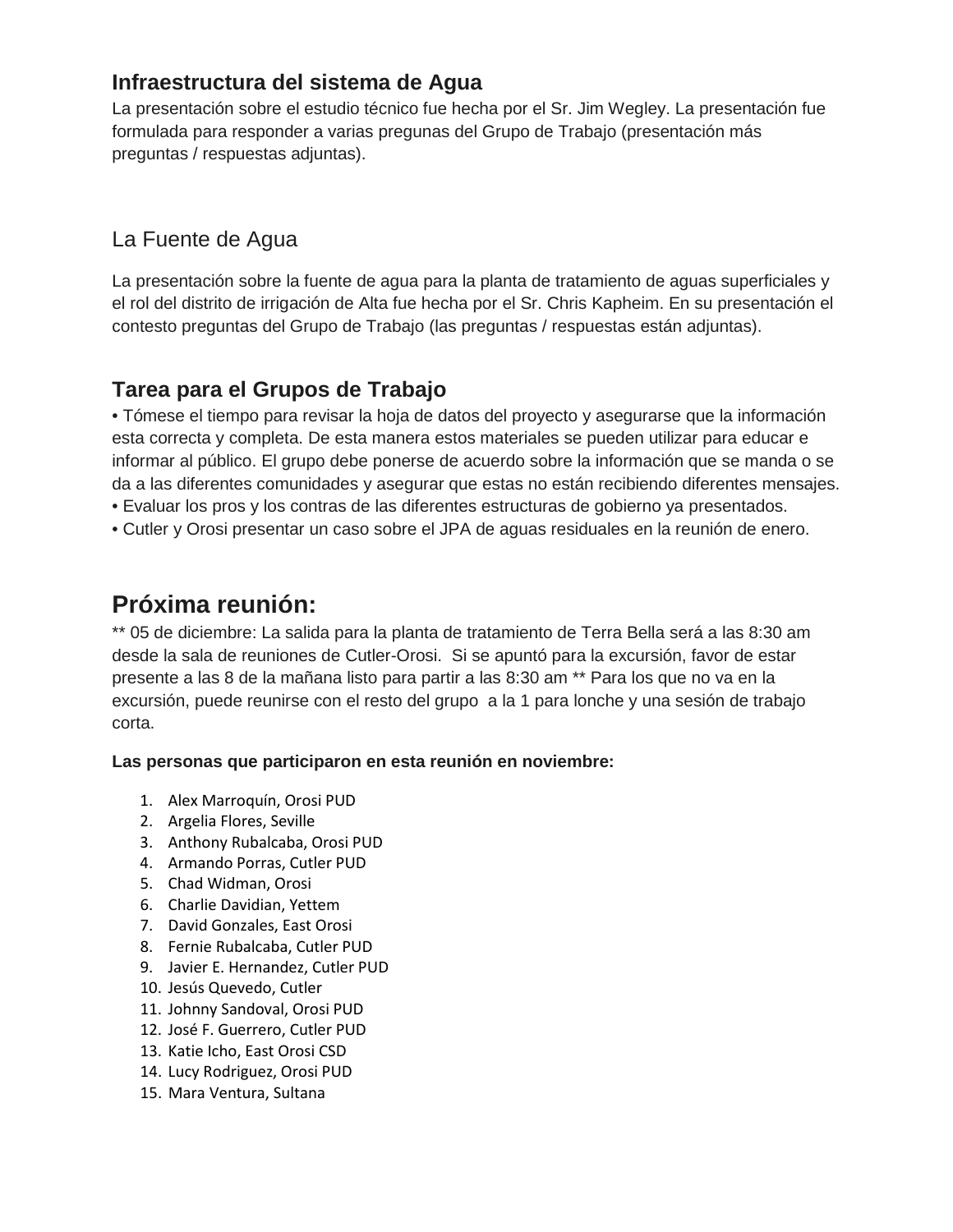## Infraestructura del sistema de Agua

La presentación sobre el estudio técnico fue hecha por el Sr. Jim Wegley. La presentación fue formulada para responder a varias pregunas del Grupo de Trabajo (presentación más preguntas / respuestas adjuntas).

### La Fuente de Agua

La presentación sobre la fuente de agua para la planta de tratamiento de aguas superficiales y el rol del distrito de irrigación de Alta fue hecha por el Sr. Chris Kapheim. En su presentación el contesto preguntas del Grupo de Trabajo (las preguntas / respuestas están adjuntas).

## Tarea para el Grupos de Trabajo

- Tómese el tiempo para revisar la hoja de datos del proyecto y asegurarse que la información esta correcta y completa. De esta manera estos materiales se pueden utilizar para educar e informar al público. El grupo debe ponerse de acuerdo sobre la información que se manda o se da a las diferentes comunidades y asegurar que estas no están recibiendo diferentes mensajes.
- Evaluar los pros y los contras de las diferentes estructuras de gobierno ya presentados.
- Cutler y Orosi presentar un caso sobre el JPA de aguas residuales en la reunión de enero.

# Próxima reunión:

** 05 de diciembre: La salida para la planta de tratamiento de Terra Bella será a las 8:30 am desde la sala de reuniones de Cutler-Orosi. Si se apuntó para la excursión, favor de estar presente a las 8 de la mañana listo para partir a las 8:30 am ** Para los que no va en la excursión, puede reunirse con el resto del grupo a la 1 para lonche y una sesión de trabajo corta.

**Las personas que participaron en esta reunión en noviembre:**

1. Alex Marroquín, Orosi PUD
2. Argelia Flores, Seville
3. Anthony Rubalcaba, Orosi PUD
4. Armando Porras, Cutler PUD
5. Chad Widman, Orosi
6. Charlie Davidian, Yettem
7. David Gonzales, East Orosi
8. Fernie Rubalcaba, Cutler PUD
9. Javier E. Hernandez, Cutler PUD
10. Jesús Quevedo, Cutler
11. Johnny Sandoval, Orosi PUD
12. José F. Guerrero, Cutler PUD
13. Katie Icho, East Orosi CSD
14. Lucy Rodriguez, Orosi PUD
15. Mara Ventura, Sultana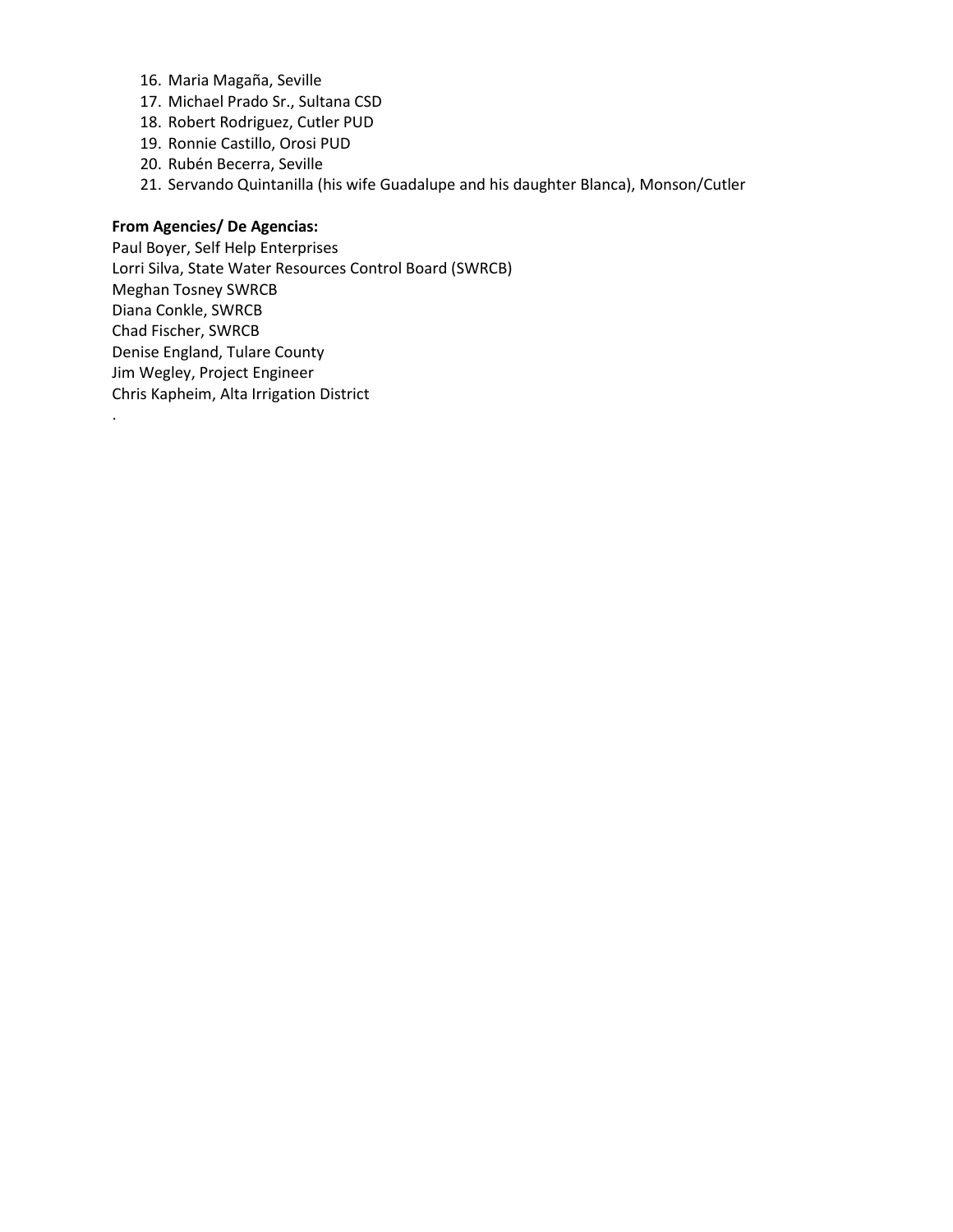16. Maria Magaña, Seville
17. Michael Prado Sr., Sultana CSD
18. Robert Rodriguez, Cutler PUD
19. Ronnie Castillo, Orosi PUD
20. Rubén Becerra, Seville
21. Servando Quintanilla (his wife Guadalupe and his daughter Blanca), Monson/Cutler

**From Agencies/ De Agencias:**

Paul Boyer, Self Help Enterprises
Lorri Silva, State Water Resources Control Board (SWRCB)
Meghan Tosney SWRCB
Diana Conkle, SWRCB
Chad Fischer, SWRCB
Denise England, Tulare County
Jim Wegley, Project Engineer
Chris Kapheim, Alta Irrigation District